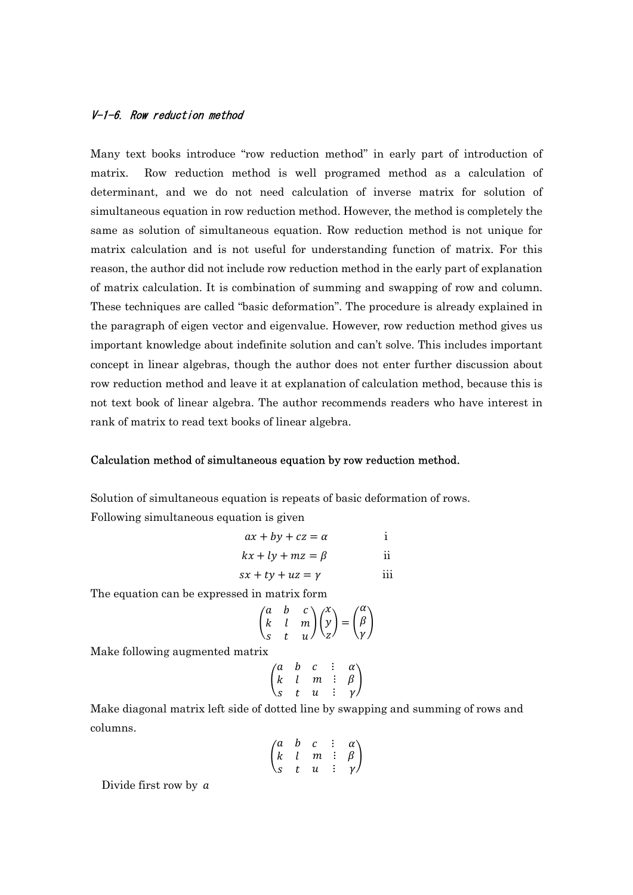### *V-1-6. Row reduction method*

Many text books introduce "row reduction method" in early part of introduction of matrix. Row reduction method is well programed method as a calculation of determinant, and we do not need calculation of inverse matrix for solution of simultaneous equation in row reduction method. However, the method is completely the same as solution of simultaneous equation. Row reduction method is not unique for matrix calculation and is not useful for understanding function of matrix. For this reason, the author did not include row reduction method in the early part of explanation of matrix calculation. It is combination of summing and swapping of row and column. These techniques are called "basic deformation". The procedure is already explained in the paragraph of eigen vector and eigenvalue. However, row reduction method gives us important knowledge about indefinite solution and can't solve. This includes important concept in linear algebras, though the author does not enter further discussion about row reduction method and leave it at explanation of calculation method, because this is not text book of linear algebra. The author recommends readers who have interest in rank of matrix to read text books of linear algebra.

**Calculation method of simultaneous equation by row reduction method.**

Solution of simultaneous equation is repeats of basic deformation of rows.

Following simultaneous equation is given

$$ax + by + cz = \alpha \qquad \text{i}$$

$$kx + ly + mz = \beta \qquad \text{ii}$$

$$sx + ty + uz = \gamma \qquad \text{iii}$$

The equation can be expressed in matrix form

$$\begin{pmatrix} a & b & c \\ k & l & m \\ s & t & u \end{pmatrix} \begin{pmatrix} x \\ y \\ z \end{pmatrix} = \begin{pmatrix} \alpha \\ \beta \\ \gamma \end{pmatrix}$$

Make following augmented matrix

$$\begin{pmatrix} a & b & c & \vdots & \alpha \\ k & l & m & \vdots & \beta \\ s & t & u & \vdots & \gamma \end{pmatrix}$$

Make diagonal matrix left side of dotted line by swapping and summing of rows and columns.

$$\begin{pmatrix} a & b & c & \vdots & \alpha \\ k & l & m & \vdots & \beta \\ s & t & u & \vdots & \gamma \end{pmatrix}$$

Divide first row by $a$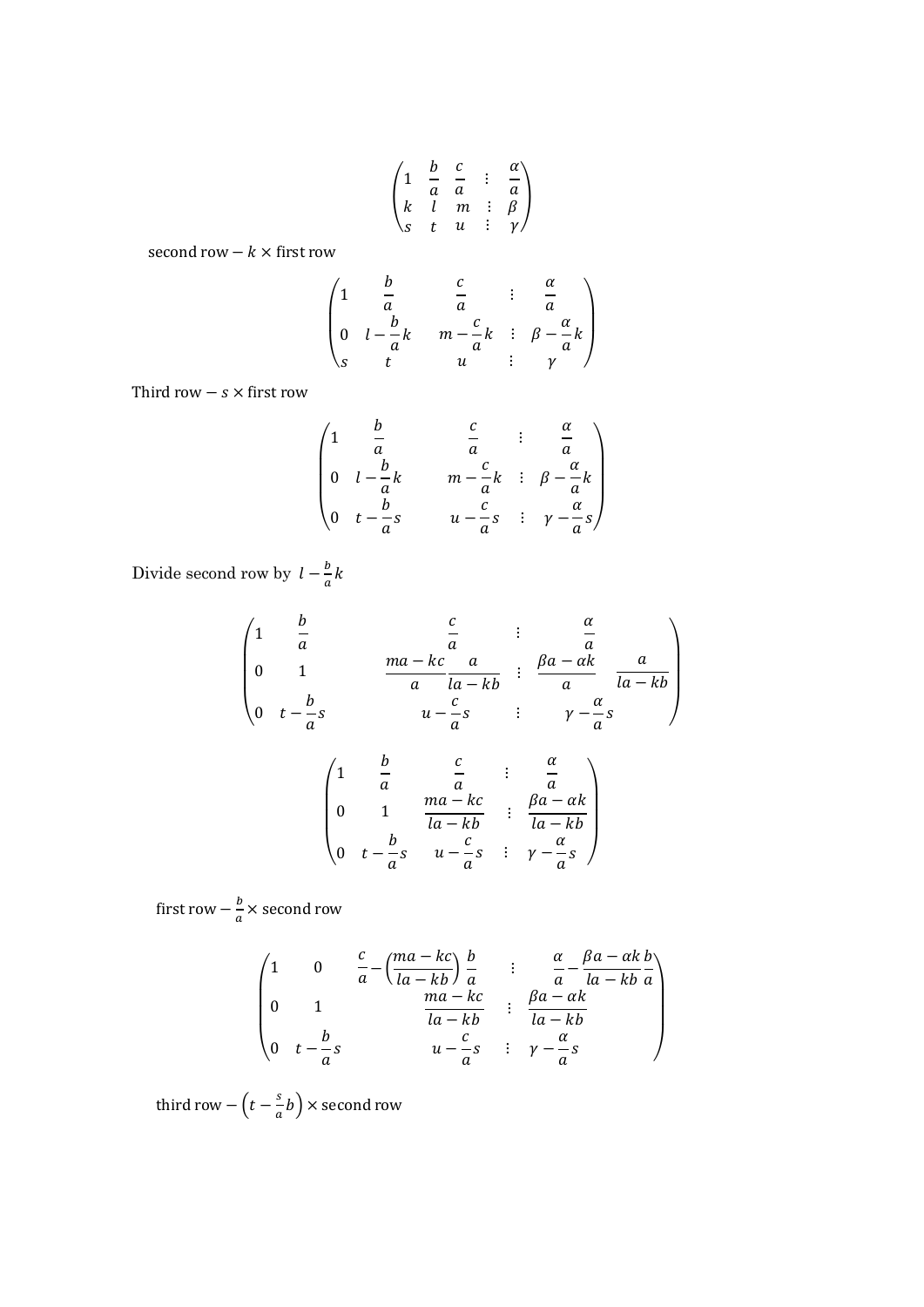$$\begin{pmatrix} 1 & \frac{b}{a} & \frac{c}{a} & \vdots & \frac{\alpha}{a} \\ k & l & m & \vdots & \beta \\ s & t & u & \vdots & \gamma \end{pmatrix}$$

second row $- k \times$ first row

$$\begin{pmatrix} 1 & \frac{b}{a} & \frac{c}{a} & \vdots & \frac{\alpha}{a} \\ 0 & l - \frac{b}{a}k & m - \frac{c}{a}k & \vdots & \beta - \frac{\alpha}{a}k \\ s & t & u & \vdots & \gamma \end{pmatrix}$$

Third row $- s \times$ first row

$$\begin{pmatrix} 1 & \frac{b}{a} & \frac{c}{a} & \vdots & \frac{\alpha}{a} \\ 0 & l - \frac{b}{a}k & m - \frac{c}{a}k & \vdots & \beta - \frac{\alpha}{a}k \\ 0 & t - \frac{b}{a}s & u - \frac{c}{a}s & \vdots & \gamma - \frac{\alpha}{a}s \end{pmatrix}$$

Divide second row by $l - \frac{b}{a}k$

$$\begin{pmatrix} 1 & \frac{b}{a} & \frac{c}{a} & \vdots & \frac{\alpha}{a} \\ 0 & 1 & \frac{ma - kc}{a}\frac{a}{la - kb} & \vdots & \frac{\beta a - \alpha k}{a} \quad \frac{a}{la - kb} \\ 0 & t - \frac{b}{a}s & u - \frac{c}{a}s & \vdots & \gamma - \frac{\alpha}{a}s \end{pmatrix}$$

$$\begin{pmatrix} 1 & \frac{b}{a} & \frac{c}{a} & \vdots & \frac{\alpha}{a} \\ 0 & 1 & \frac{ma - kc}{la - kb} & \vdots & \frac{\beta a - \alpha k}{la - kb} \\ 0 & t - \frac{b}{a}s & u - \frac{c}{a}s & \vdots & \gamma - \frac{\alpha}{a}s \end{pmatrix}$$

first row $- \frac{b}{a} \times$ second row

$$\begin{pmatrix} 1 & 0 & \frac{c}{a} - \left(\frac{ma - kc}{la - kb}\right)\frac{b}{a} & \vdots & \frac{\alpha}{a} - \frac{\beta a - \alpha k}{la - kb}\frac{b}{a} \\ 0 & 1 & \frac{ma - kc}{la - kb} & \vdots & \frac{\beta a - \alpha k}{la - kb} \\ 0 & t - \frac{b}{a}s & u - \frac{c}{a}s & \vdots & \gamma - \frac{\alpha}{a}s \end{pmatrix}$$

third row $- \left(t - \frac{s}{a}b\right) \times$ second row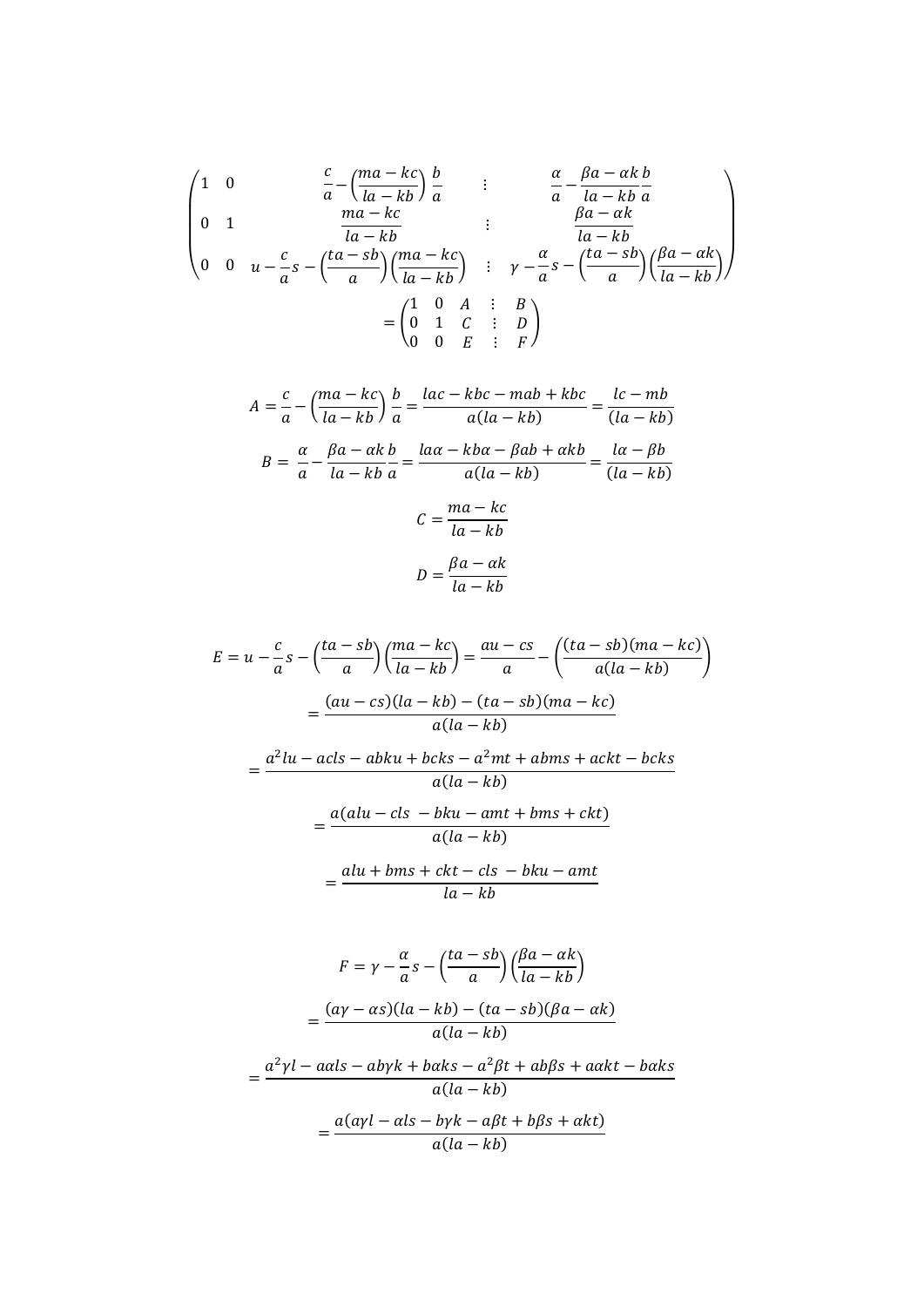$$
\left(\begin{array}{ccc:c}
1 & 0 & \frac{c}{a}-\left(\frac{ma-kc}{la-kb}\right)\frac{b}{a} & \frac{\alpha}{a}-\frac{\beta a-\alpha k}{la-kb}\frac{b}{a} \\
0 & 1 & \frac{ma-kc}{la-kb} & \frac{\beta a-\alpha k}{la-kb} \\
0 & 0 & u-\frac{c}{a}s-\left(\frac{ta-sb}{a}\right)\left(\frac{ma-kc}{la-kb}\right) & \gamma-\frac{\alpha}{a}s-\left(\frac{ta-sb}{a}\right)\left(\frac{\beta a-\alpha k}{la-kb}\right)
\end{array}\right)
$$

$$
=\left(\begin{array}{ccc:c}
1 & 0 & A & B \\
0 & 1 & C & D \\
0 & 0 & E & F
\end{array}\right)
$$

$$
A=\frac{c}{a}-\left(\frac{ma-kc}{la-kb}\right)\frac{b}{a}=\frac{lac-kbc-mab+kbc}{a(la-kb)}=\frac{lc-mb}{(la-kb)}
$$

$$
B=\frac{\alpha}{a}-\frac{\beta a-\alpha k}{la-kb}\frac{b}{a}=\frac{la\alpha-kb\alpha-\beta ab+\alpha kb}{a(la-kb)}=\frac{l\alpha-\beta b}{(la-kb)}
$$

$$
C=\frac{ma-kc}{la-kb}
$$

$$
D=\frac{\beta a-\alpha k}{la-kb}
$$

$$
E=u-\frac{c}{a}s-\left(\frac{ta-sb}{a}\right)\left(\frac{ma-kc}{la-kb}\right)=\frac{au-cs}{a}-\left(\frac{(ta-sb)(ma-kc)}{a(la-kb)}\right)
$$

$$
=\frac{(au-cs)(la-kb)-(ta-sb)(ma-kc)}{a(la-kb)}
$$

$$
=\frac{a^2lu-acls-abku+bcks-a^2mt+abms+ackt-bcks}{a(la-kb)}
$$

$$
=\frac{a(alu-cls-bku-amt+bms+ckt)}{a(la-kb)}
$$

$$
=\frac{alu+bms+ckt-cls-bku-amt}{la-kb}
$$

$$
F=\gamma-\frac{\alpha}{a}s-\left(\frac{ta-sb}{a}\right)\left(\frac{\beta a-\alpha k}{la-kb}\right)
$$

$$
=\frac{(a\gamma-\alpha s)(la-kb)-(ta-sb)(\beta a-\alpha k)}{a(la-kb)}
$$

$$
=\frac{a^2\gamma l-a\alpha ls-ab\gamma k+b\alpha ks-a^2\beta t+ab\beta s+a\alpha kt-b\alpha ks}{a(la-kb)}
$$

$$
=\frac{a(a\gamma l-\alpha ls-b\gamma k-a\beta t+b\beta s+\alpha kt)}{a(la-kb)}
$$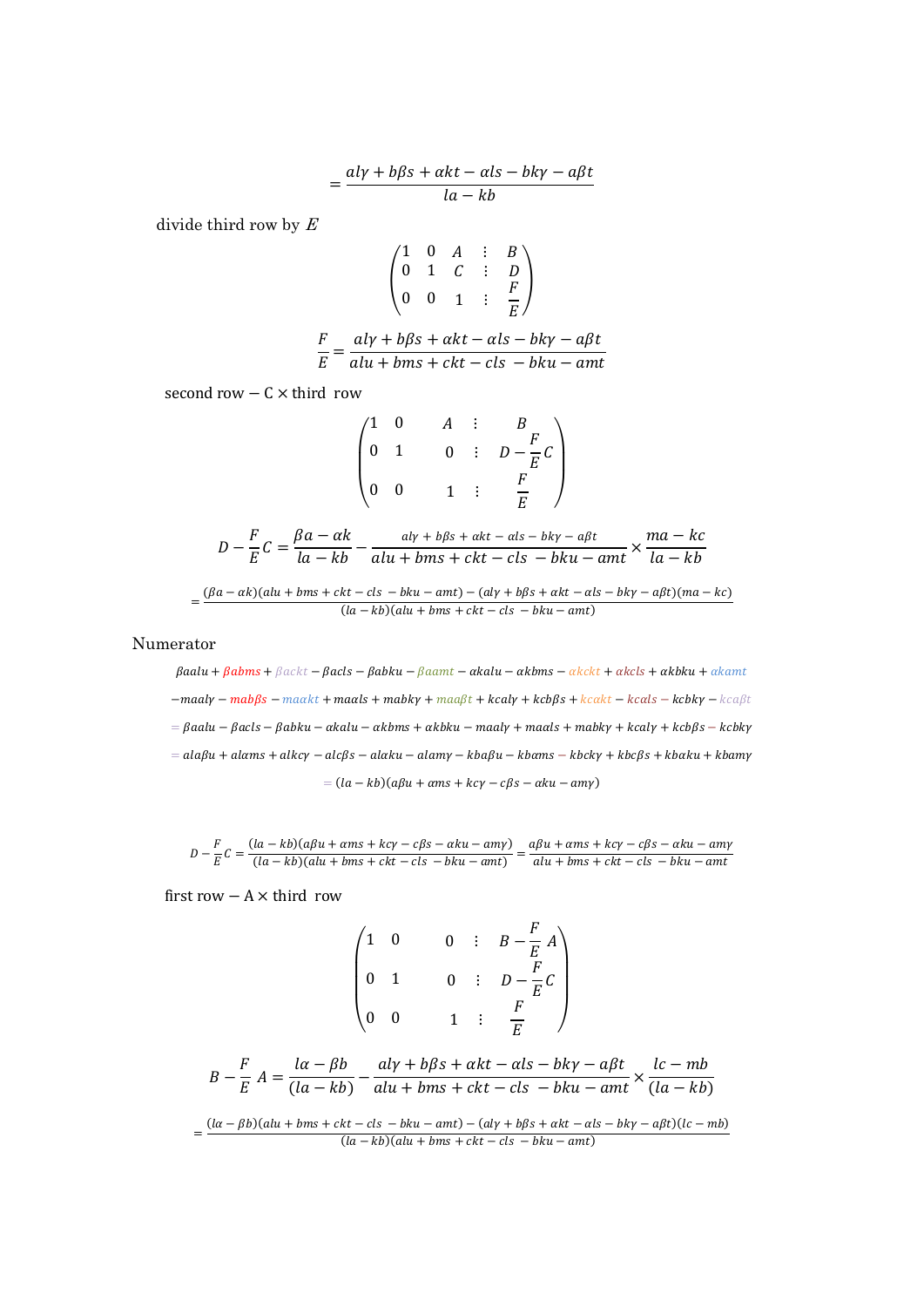$$= \frac{al\gamma + b\beta s + \alpha kt - \alpha ls - bk\gamma - a\beta t}{la - kb}$$

divide third row by $E$

$$\begin{pmatrix} 1 & 0 & A & \vdots & B \\ 0 & 1 & C & \vdots & D \\ 0 & 0 & 1 & \vdots & \frac{F}{E} \end{pmatrix}$$

$$\frac{F}{E} = \frac{al\gamma + b\beta s + \alpha kt - \alpha ls - bk\gamma - a\beta t}{alu + bms + ckt - cls - bku - amt}$$

second row $-$ C $\times$ third row

$$\begin{pmatrix} 1 & 0 & A & \vdots & B \\ 0 & 1 & 0 & \vdots & D - \frac{F}{E}C \\ 0 & 0 & 1 & \vdots & \frac{F}{E} \end{pmatrix}$$

$$D - \frac{F}{E}C = \frac{\beta a - \alpha k}{la - kb} - \frac{al\gamma + b\beta s + \alpha kt - \alpha ls - bk\gamma - a\beta t}{alu + bms + ckt - cls - bku - amt} \times \frac{ma - kc}{la - kb}$$

$$= \frac{(\beta a - \alpha k)(alu + bms + ckt - cls - bku - amt) - (al\gamma + b\beta s + \alpha kt - \alpha ls - bk\gamma - a\beta t)(ma - kc)}{(la - kb)(alu + bms + ckt - cls - bku - amt)}$$

Numerator

$$\beta aalu + \beta abms + \beta ackt - \beta acls - \beta abku - \beta aamt - \alpha kalu - \alpha kbms - \alpha kckt + \alpha kcls + \alpha kbku + \alpha kamt$$

$$-maal\gamma - mab\beta s - ma\alpha kt + ma\alpha ls + mabk\gamma + maa\beta t + kcal\gamma + kcb\beta s + kc\alpha kt - kc\alpha ls - kcbk\gamma - kca\beta t$$

$$= \beta aalu - \beta acls - \beta abku - \alpha kalu - \alpha kbms + \alpha kbku - maal\gamma + ma\alpha ls + mabk\gamma + kcal\gamma + kcb\beta s - kcbk\gamma$$

$$= ala\beta u + al\alpha ms + alkc\gamma - alc\beta s - al\alpha ku - alam\gamma - kba\beta u - kb\alpha ms - kbck\gamma + kbc\beta s + kb\alpha ku + kbam\gamma$$

$$= (la - kb)(a\beta u + \alpha ms + kc\gamma - c\beta s - \alpha ku - am\gamma)$$

$$D - \frac{F}{E}C = \frac{(la - kb)(a\beta u + \alpha ms + kc\gamma - c\beta s - \alpha ku - am\gamma)}{(la - kb)(alu + bms + ckt - cls - bku - amt)} = \frac{a\beta u + \alpha ms + kc\gamma - c\beta s - \alpha ku - am\gamma}{alu + bms + ckt - cls - bku - amt}$$

first row $-$ A $\times$ third row

$$\begin{pmatrix} 1 & 0 & 0 & \vdots & B - \frac{F}{E}A \\ 0 & 1 & 0 & \vdots & D - \frac{F}{E}C \\ 0 & 0 & 1 & \vdots & \frac{F}{E} \end{pmatrix}$$

$$B - \frac{F}{E}A = \frac{l\alpha - \beta b}{(la - kb)} - \frac{al\gamma + b\beta s + \alpha kt - \alpha ls - bk\gamma - a\beta t}{alu + bms + ckt - cls - bku - amt} \times \frac{lc - mb}{(la - kb)}$$

$$= \frac{(l\alpha - \beta b)(alu + bms + ckt - cls - bku - amt) - (al\gamma + b\beta s + \alpha kt - \alpha ls - bk\gamma - a\beta t)(lc - mb)}{(la - kb)(alu + bms + ckt - cls - bku - amt)}$$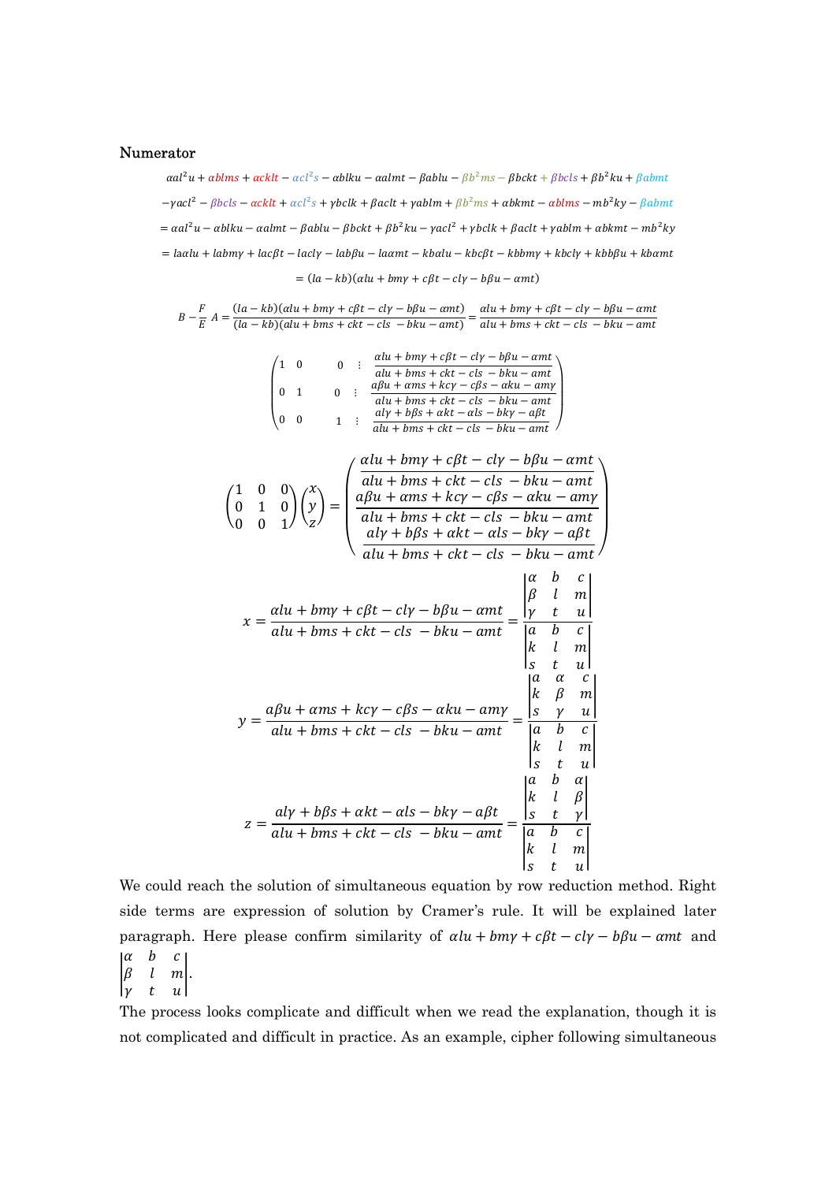**Numerator**

$$\alpha al^2u + \alpha blms + \alpha cklt - \alpha cl^2s - \alpha blku - \alpha almt - \beta ablu - \beta b^2ms - \beta bckt + \beta bcls + \beta b^2ku + \beta abmt$$

$$-\gamma acl^2 - \beta bcls - \alpha cklt + \alpha cl^2s + \gamma bclk + \beta aclt + \gamma ablm + \beta b^2ms + \alpha bkmt - \alpha blms - mb^2k\gamma - \beta abmt$$

$$= \alpha al^2u - \alpha blku - \alpha almt - \beta ablu - \beta bckt + \beta b^2ku - \gamma acl^2 + \gamma bclk + \beta aclt + \gamma ablm + \alpha bkmt - mb^2k\gamma$$

$$= la\alpha lu + labm\gamma + lac\beta t - lacl\gamma - lab\beta u - la\alpha mt - kb\alpha lu - kbc\beta t - kbbm\gamma + kbcl\gamma + kbb\beta u + kb\alpha mt$$

$$= (la - kb)(\alpha lu + bm\gamma + c\beta t - cl\gamma - b\beta u - \alpha mt)$$

$$B - \frac{F}{E}A = \frac{(la-kb)(\alpha lu + bm\gamma + c\beta t - cl\gamma - b\beta u - \alpha mt)}{(la-kb)(alu + bms + ckt - cls - bku - amt)} = \frac{\alpha lu + bm\gamma + c\beta t - cl\gamma - b\beta u - \alpha mt}{alu + bms + ckt - cls - bku - amt}$$

$$\left(\begin{array}{ccc:c} 1 & 0 & 0 & \frac{\alpha lu + bm\gamma + c\beta t - cl\gamma - b\beta u - \alpha mt}{alu + bms + ckt - cls - bku - amt} \\ 0 & 1 & 0 & \frac{a\beta u + \alpha ms + kc\gamma - c\beta s - \alpha ku - am\gamma}{alu + bms + ckt - cls - bku - amt} \\ 0 & 0 & 1 & \frac{al\gamma + b\beta s + \alpha kt - \alpha ls - bk\gamma - a\beta t}{alu + bms + ckt - cls - bku - amt} \end{array}\right)$$

$$\begin{pmatrix} 1 & 0 & 0 \\ 0 & 1 & 0 \\ 0 & 0 & 1 \end{pmatrix}\begin{pmatrix} x \\ y \\ z \end{pmatrix} = \begin{pmatrix} \frac{\alpha lu + bm\gamma + c\beta t - cl\gamma - b\beta u - \alpha mt}{alu + bms + ckt - cls - bku - amt} \\ \frac{a\beta u + \alpha ms + kc\gamma - c\beta s - \alpha ku - am\gamma}{alu + bms + ckt - cls - bku - amt} \\ \frac{al\gamma + b\beta s + \alpha kt - \alpha ls - bk\gamma - a\beta t}{alu + bms + ckt - cls - bku - amt} \end{pmatrix}$$

$$x = \frac{\alpha lu + bm\gamma + c\beta t - cl\gamma - b\beta u - \alpha mt}{alu + bms + ckt - cls - bku - amt} = \frac{\begin{vmatrix} \alpha & b & c \\ \beta & l & m \\ \gamma & t & u \end{vmatrix}}{\begin{vmatrix} a & b & c \\ k & l & m \\ s & t & u \end{vmatrix}}$$

$$y = \frac{a\beta u + \alpha ms + kc\gamma - c\beta s - \alpha ku - am\gamma}{alu + bms + ckt - cls - bku - amt} = \frac{\begin{vmatrix} a & \alpha & c \\ k & \beta & m \\ s & \gamma & u \end{vmatrix}}{\begin{vmatrix} a & b & c \\ k & l & m \\ s & t & u \end{vmatrix}}$$

$$z = \frac{al\gamma + b\beta s + \alpha kt - \alpha ls - bk\gamma - a\beta t}{alu + bms + ckt - cls - bku - amt} = \frac{\begin{vmatrix} a & b & \alpha \\ k & l & \beta \\ s & t & \gamma \end{vmatrix}}{\begin{vmatrix} a & b & c \\ k & l & m \\ s & t & u \end{vmatrix}}$$

We could reach the solution of simultaneous equation by row reduction method. Right side terms are expression of solution by Cramer's rule. It will be explained later paragraph. Here please confirm similarity of $\alpha lu + bm\gamma + c\beta t - cl\gamma - b\beta u - \alpha mt$ and $\begin{vmatrix} \alpha & b & c \\ \beta & l & m \\ \gamma & t & u \end{vmatrix}$.

The process looks complicate and difficult when we read the explanation, though it is not complicated and difficult in practice. As an example, cipher following simultaneous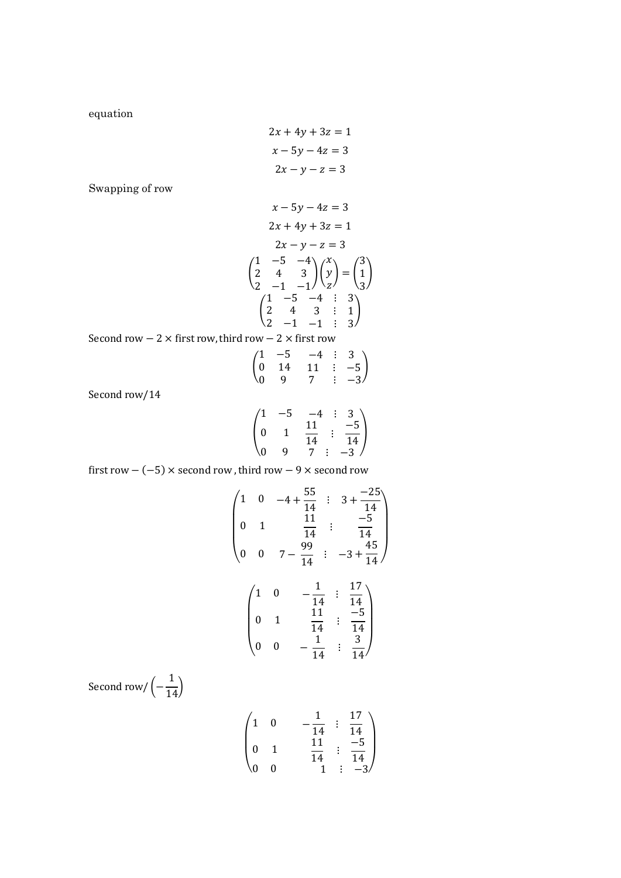equation

$$2x + 4y + 3z = 1$$

$$x - 5y - 4z = 3$$

$$2x - y - z = 3$$

Swapping of row

$$x - 5y - 4z = 3$$

$$2x + 4y + 3z = 1$$

$$2x - y - z = 3$$

$$\begin{pmatrix} 1 & -5 & -4 \\ 2 & 4 & 3 \\ 2 & -1 & -1 \end{pmatrix} \begin{pmatrix} x \\ y \\ z \end{pmatrix} = \begin{pmatrix} 3 \\ 1 \\ 3 \end{pmatrix}$$

$$\begin{pmatrix} 1 & -5 & -4 & \vdots & 3 \\ 2 & 4 & 3 & \vdots & 1 \\ 2 & -1 & -1 & \vdots & 3 \end{pmatrix}$$

Second row $-\, 2 \times$ first row, third row $-\, 2 \times$ first row

$$\begin{pmatrix} 1 & -5 & -4 & \vdots & 3 \\ 0 & 14 & 11 & \vdots & -5 \\ 0 & 9 & 7 & \vdots & -3 \end{pmatrix}$$

Second row/14

$$\begin{pmatrix} 1 & -5 & -4 & \vdots & 3 \\ 0 & 1 & \frac{11}{14} & \vdots & \frac{-5}{14} \\ 0 & 9 & 7 & \vdots & -3 \end{pmatrix}$$

first row $-\, (-5) \times$ second row , third row $-\, 9 \times$ second row

$$\begin{pmatrix} 1 & 0 & -4 + \frac{55}{14} & \vdots & 3 + \frac{-25}{14} \\ 0 & 1 & \frac{11}{14} & \vdots & \frac{-5}{14} \\ 0 & 0 & 7 - \frac{99}{14} & \vdots & -3 + \frac{45}{14} \end{pmatrix}$$

$$\begin{pmatrix} 1 & 0 & -\frac{1}{14} & \vdots & \frac{17}{14} \\ 0 & 1 & \frac{11}{14} & \vdots & \frac{-5}{14} \\ 0 & 0 & -\frac{1}{14} & \vdots & \frac{3}{14} \end{pmatrix}$$

Second row/$\left(-\frac{1}{14}\right)$

$$\begin{pmatrix} 1 & 0 & -\frac{1}{14} & \vdots & \frac{17}{14} \\ 0 & 1 & \frac{11}{14} & \vdots & \frac{-5}{14} \\ 0 & 0 & 1 & \vdots & -3 \end{pmatrix}$$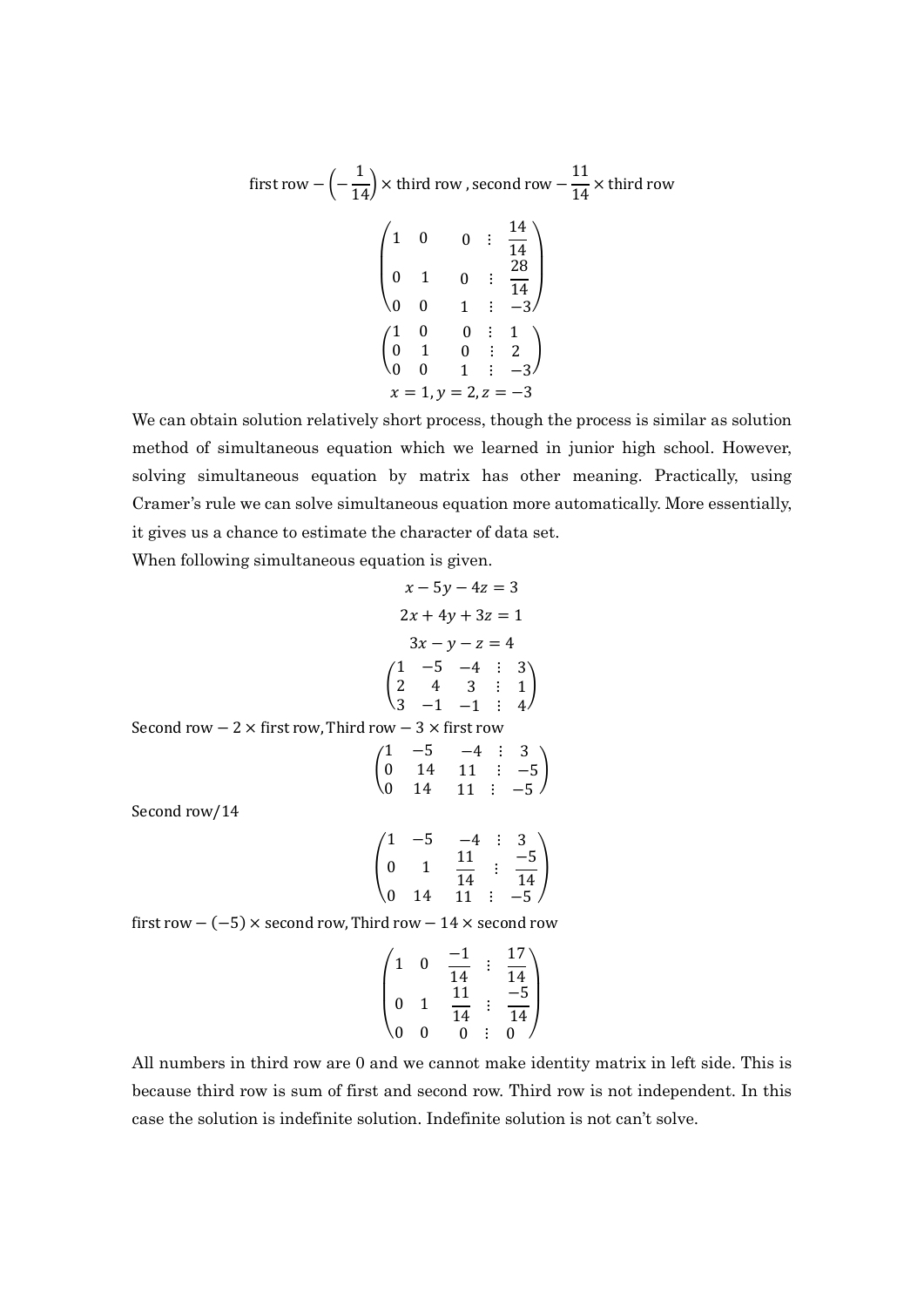$$\text{first row} - \left(-\frac{1}{14}\right) \times \text{third row}\ ,\ \text{second row} - \frac{11}{14} \times \text{third row}$$

$$\begin{pmatrix} 1 & 0 & 0 & \vdots & \frac{14}{14} \\ 0 & 1 & 0 & \vdots & \frac{28}{14} \\ 0 & 0 & 1 & \vdots & -3 \end{pmatrix}$$

$$\begin{pmatrix} 1 & 0 & 0 & \vdots & 1 \\ 0 & 1 & 0 & \vdots & 2 \\ 0 & 0 & 1 & \vdots & -3 \end{pmatrix}$$

$$x = 1, y = 2, z = -3$$

We can obtain solution relatively short process, though the process is similar as solution method of simultaneous equation which we learned in junior high school. However, solving simultaneous equation by matrix has other meaning. Practically, using Cramer's rule we can solve simultaneous equation more automatically. More essentially, it gives us a chance to estimate the character of data set.

When following simultaneous equation is given.

$$x - 5y - 4z = 3$$

$$2x + 4y + 3z = 1$$

$$3x - y - z = 4$$

$$\begin{pmatrix} 1 & -5 & -4 & \vdots & 3 \\ 2 & 4 & 3 & \vdots & 1 \\ 3 & -1 & -1 & \vdots & 4 \end{pmatrix}$$

Second row $-$ 2 $\times$ first row, Third row $-$ 3 $\times$ first row

$$\begin{pmatrix} 1 & -5 & -4 & \vdots & 3 \\ 0 & 14 & 11 & \vdots & -5 \\ 0 & 14 & 11 & \vdots & -5 \end{pmatrix}$$

Second row/14

$$\begin{pmatrix} 1 & -5 & -4 & \vdots & 3 \\ 0 & 1 & \frac{11}{14} & \vdots & \frac{-5}{14} \\ 0 & 14 & 11 & \vdots & -5 \end{pmatrix}$$

first row $-$ $(-5)$ $\times$ second row, Third row $-$ 14 $\times$ second row

$$\begin{pmatrix} 1 & 0 & \frac{-1}{14} & \vdots & \frac{17}{14} \\ 0 & 1 & \frac{11}{14} & \vdots & \frac{-5}{14} \\ 0 & 0 & 0 & \vdots & 0 \end{pmatrix}$$

All numbers in third row are 0 and we cannot make identity matrix in left side. This is because third row is sum of first and second row. Third row is not independent. In this case the solution is indefinite solution. Indefinite solution is not can't solve.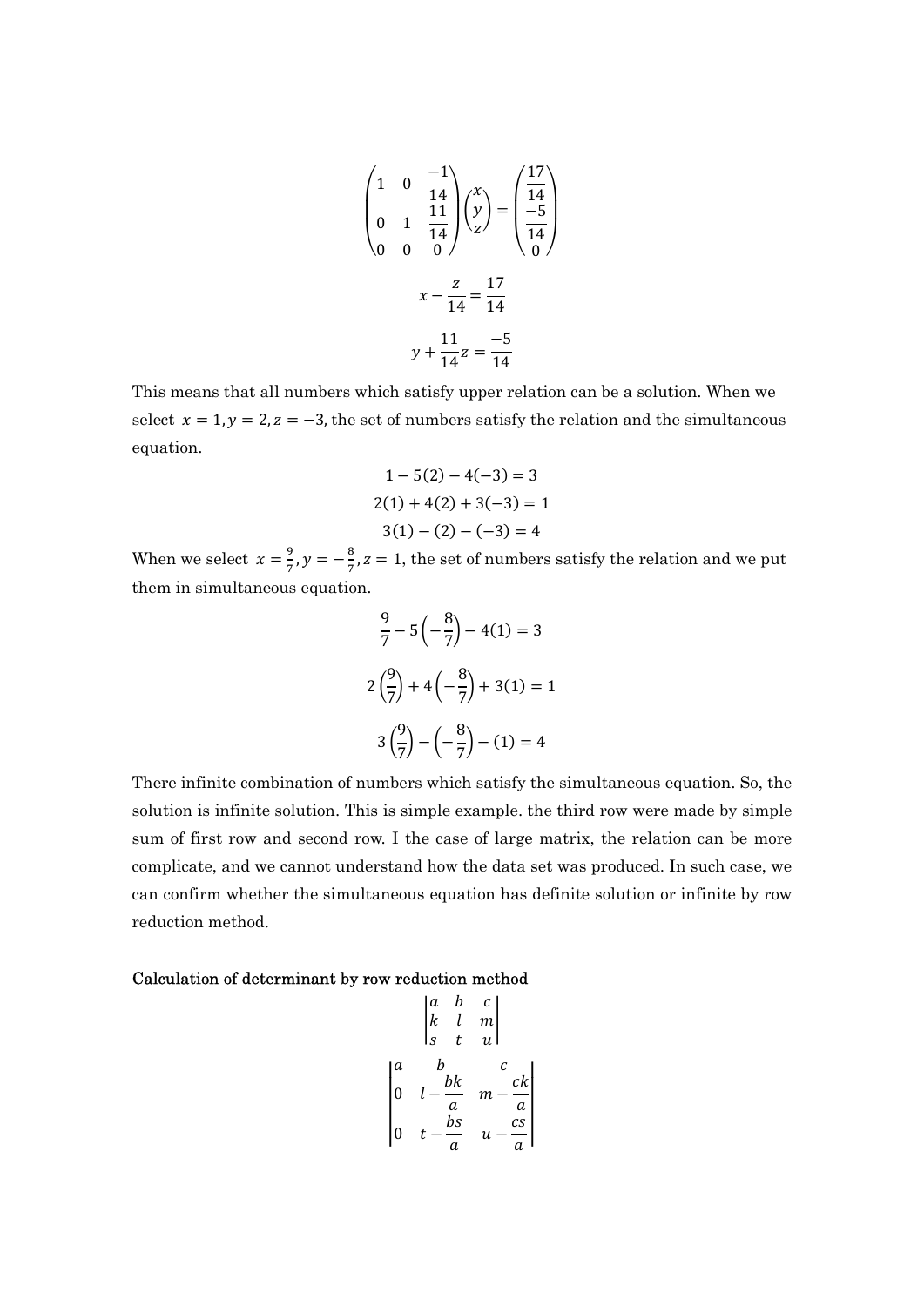$$
\begin{pmatrix} 1 & 0 & \frac{-1}{14} \\ 0 & 1 & \frac{11}{14} \\ 0 & 0 & 0 \end{pmatrix} \begin{pmatrix} x \\ y \\ z \end{pmatrix} = \begin{pmatrix} \frac{17}{14} \\ \frac{-5}{14} \\ 0 \end{pmatrix}
$$

$$
x - \frac{z}{14} = \frac{17}{14}
$$

$$
y + \frac{11}{14}z = \frac{-5}{14}
$$

This means that all numbers which satisfy upper relation can be a solution. When we select $x = 1, y = 2, z = -3$, the set of numbers satisfy the relation and the simultaneous equation.

$$
1 - 5(2) - 4(-3) = 3
$$

$$
2(1) + 4(2) + 3(-3) = 1
$$

$$
3(1) - (2) - (-3) = 4
$$

When we select $x = \frac{9}{7}, y = -\frac{8}{7}, z = 1$, the set of numbers satisfy the relation and we put them in simultaneous equation.

$$
\frac{9}{7} - 5\left(-\frac{8}{7}\right) - 4(1) = 3
$$

$$
2\left(\frac{9}{7}\right) + 4\left(-\frac{8}{7}\right) + 3(1) = 1
$$

$$
3\left(\frac{9}{7}\right) - \left(-\frac{8}{7}\right) - (1) = 4
$$

There infinite combination of numbers which satisfy the simultaneous equation. So, the solution is infinite solution. This is simple example. the third row were made by simple sum of first row and second row. I the case of large matrix, the relation can be more complicate, and we cannot understand how the data set was produced. In such case, we can confirm whether the simultaneous equation has definite solution or infinite by row reduction method.

**Calculation of determinant by row reduction method**

$$
\begin{vmatrix} a & b & c \\ k & l & m \\ s & t & u \end{vmatrix}
$$

$$
\begin{vmatrix} a & b & c \\ 0 & l - \frac{bk}{a} & m - \frac{ck}{a} \\ 0 & t - \frac{bs}{a} & u - \frac{cs}{a} \end{vmatrix}
$$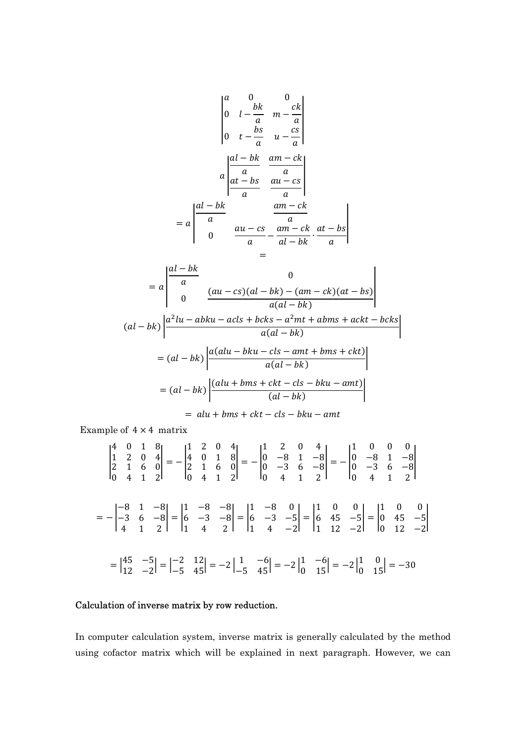$$\begin{vmatrix} a & 0 & 0 \\ 0 & l-\dfrac{bk}{a} & m-\dfrac{ck}{a} \\ 0 & t-\dfrac{bs}{a} & u-\dfrac{cs}{a} \end{vmatrix}$$

$$a\begin{vmatrix} \dfrac{al-bk}{a} & \dfrac{am-ck}{a} \\ \dfrac{at-bs}{a} & \dfrac{au-cs}{a} \end{vmatrix}$$

$$= a\begin{vmatrix} \dfrac{al-bk}{a} & \dfrac{am-ck}{a} \\ 0 & \dfrac{au-cs}{a} - \dfrac{am-ck}{al-bk}\cdot\dfrac{at-bs}{a} \end{vmatrix}$$

$$=$$

$$= a\begin{vmatrix} \dfrac{al-bk}{a} & 0 \\ 0 & \dfrac{(au-cs)(al-bk)-(am-ck)(at-bs)}{a(al-bk)} \end{vmatrix}$$

$$(al-bk)\left|\frac{a^2lu - abku - acls + bcks - a^2mt + abms + ackt - bcks}{a(al-bk)}\right|$$

$$= (al-bk)\left|\frac{a(alu - bku - cls - amt + bms + ckt)}{a(al-bk)}\right|$$

$$= (al-bk)\left|\frac{(alu + bms + ckt - cls - bku - amt)}{(al-bk)}\right|$$

$$= alu + bms + ckt - cls - bku - amt$$

Example of $4 \times 4$ matrix

$$\begin{vmatrix} 4 & 0 & 1 & 8 \\ 1 & 2 & 0 & 4 \\ 2 & 1 & 6 & 0 \\ 0 & 4 & 1 & 2 \end{vmatrix} = -\begin{vmatrix} 1 & 2 & 0 & 4 \\ 4 & 0 & 1 & 8 \\ 2 & 1 & 6 & 0 \\ 0 & 4 & 1 & 2 \end{vmatrix} = -\begin{vmatrix} 1 & 2 & 0 & 4 \\ 0 & -8 & 1 & -8 \\ 0 & -3 & 6 & -8 \\ 0 & 4 & 1 & 2 \end{vmatrix} = -\begin{vmatrix} 1 & 0 & 0 & 0 \\ 0 & -8 & 1 & -8 \\ 0 & -3 & 6 & -8 \\ 0 & 4 & 1 & 2 \end{vmatrix}$$

$$= -\begin{vmatrix} -8 & 1 & -8 \\ -3 & 6 & -8 \\ 4 & 1 & 2 \end{vmatrix} = \begin{vmatrix} 1 & -8 & -8 \\ 6 & -3 & -8 \\ 1 & 4 & 2 \end{vmatrix} = \begin{vmatrix} 1 & -8 & 0 \\ 6 & -3 & -5 \\ 1 & 4 & -2 \end{vmatrix} = \begin{vmatrix} 1 & 0 & 0 \\ 6 & 45 & -5 \\ 1 & 12 & -2 \end{vmatrix} = \begin{vmatrix} 1 & 0 & 0 \\ 0 & 45 & -5 \\ 0 & 12 & -2 \end{vmatrix}$$

$$= \begin{vmatrix} 45 & -5 \\ 12 & -2 \end{vmatrix} = \begin{vmatrix} -2 & 12 \\ -5 & 45 \end{vmatrix} = -2\begin{vmatrix} 1 & -6 \\ -5 & 45 \end{vmatrix} = -2\begin{vmatrix} 1 & -6 \\ 0 & 15 \end{vmatrix} = -2\begin{vmatrix} 1 & 0 \\ 0 & 15 \end{vmatrix} = -30$$

## Calculation of inverse matrix by row reduction.

In computer calculation system, inverse matrix is generally calculated by the method using cofactor matrix which will be explained in next paragraph. However, we can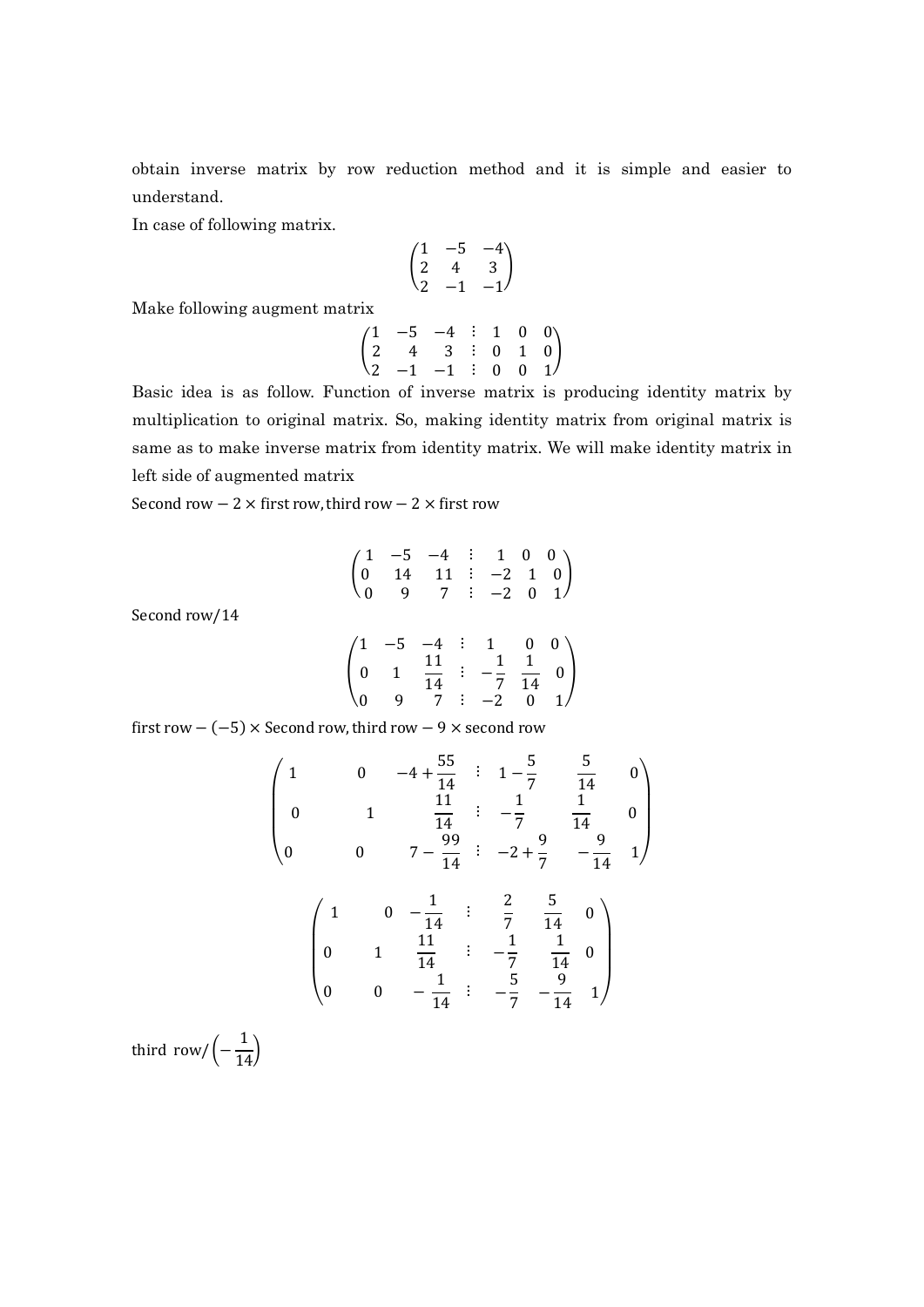obtain inverse matrix by row reduction method and it is simple and easier to understand.

In case of following matrix.

$$\begin{pmatrix} 1 & -5 & -4 \\ 2 & 4 & 3 \\ 2 & -1 & -1 \end{pmatrix}$$

Make following augment matrix

$$\left(\begin{array}{ccc} 1 & -5 & -4 \\ 2 & 4 & 3 \\ 2 & -1 & -1 \end{array} \;\vdots\; \begin{array}{ccc} 1 & 0 & 0 \\ 0 & 1 & 0 \\ 0 & 0 & 1 \end{array}\right)$$

Basic idea is as follow. Function of inverse matrix is producing identity matrix by multiplication to original matrix. So, making identity matrix from original matrix is same as to make inverse matrix from identity matrix. We will make identity matrix in left side of augmented matrix

$\text{Second row} - 2 \times \text{first row}, \text{third row} - 2 \times \text{first row}$

$$\left(\begin{array}{ccc} 1 & -5 & -4 \\ 0 & 14 & 11 \\ 0 & 9 & 7 \end{array} \;\vdots\; \begin{array}{ccc} 1 & 0 & 0 \\ -2 & 1 & 0 \\ -2 & 0 & 1 \end{array}\right)$$

$\text{Second row}/14$

$$\left(\begin{array}{ccc} 1 & -5 & -4 \\ 0 & 1 & \frac{11}{14} \\ 0 & 9 & 7 \end{array} \;\vdots\; \begin{array}{ccc} 1 & 0 & 0 \\ -\frac{1}{7} & \frac{1}{14} & 0 \\ -2 & 0 & 1 \end{array}\right)$$

$\text{first row} - (-5) \times \text{Second row}, \text{third row} - 9 \times \text{second row}$

$$\left(\begin{array}{ccc} 1 & 0 & -4 + \frac{55}{14} \\ 0 & 1 & \frac{11}{14} \\ 0 & 0 & 7 - \frac{99}{14} \end{array} \;\vdots\; \begin{array}{ccc} 1 - \frac{5}{7} & \frac{5}{14} & 0 \\ -\frac{1}{7} & \frac{1}{14} & 0 \\ -2 + \frac{9}{7} & -\frac{9}{14} & 1 \end{array}\right)$$

$$\left(\begin{array}{ccc} 1 & 0 & -\frac{1}{14} \\ 0 & 1 & \frac{11}{14} \\ 0 & 0 & -\frac{1}{14} \end{array} \;\vdots\; \begin{array}{ccc} \frac{2}{7} & \frac{5}{14} & 0 \\ -\frac{1}{7} & \frac{1}{14} & 0 \\ -\frac{5}{7} & -\frac{9}{14} & 1 \end{array}\right)$$

third row/$\left(-\frac{1}{14}\right)$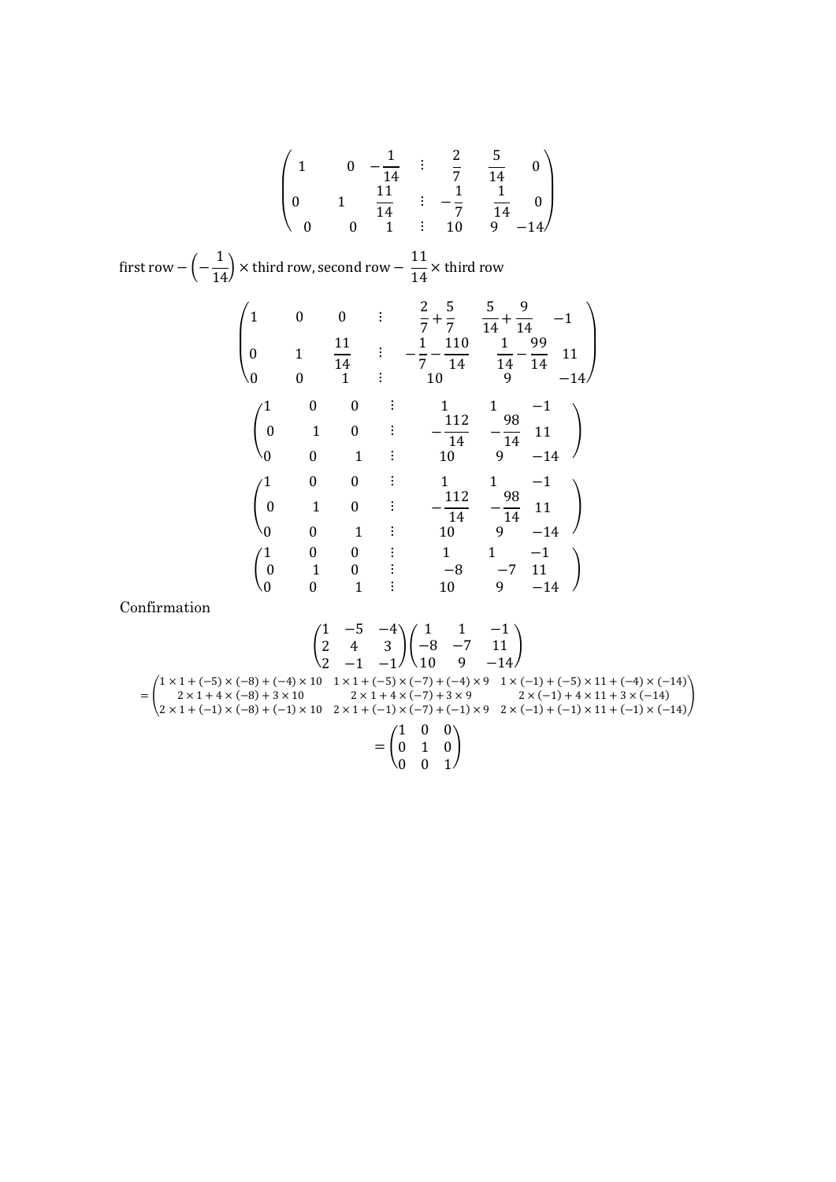$$\left(\begin{array}{ccc|ccc} 1 & 0 & -\frac{1}{14} & \frac{2}{7} & \frac{5}{14} & 0 \\ 0 & 1 & \frac{11}{14} & -\frac{1}{7} & \frac{1}{14} & 0 \\ 0 & 0 & 1 & 10 & 9 & -14 \end{array}\right)$$

first row $-\left(-\frac{1}{14}\right)\times$ third row, second row $-\ \frac{11}{14}\times$ third row

$$\left(\begin{array}{ccc|ccc} 1 & 0 & 0 & \frac{2}{7}+\frac{5}{7} & \frac{5}{14}+\frac{9}{14} & -1 \\ 0 & 1 & \frac{11}{14} & -\frac{1}{7}-\frac{110}{14} & \frac{1}{14}-\frac{99}{14} & 11 \\ 0 & 0 & 1 & 10 & 9 & -14 \end{array}\right)$$

$$\left(\begin{array}{ccc|ccc} 1 & 0 & 0 & 1 & 1 & -1 \\ 0 & 1 & 0 & -\frac{112}{14} & -\frac{98}{14} & 11 \\ 0 & 0 & 1 & 10 & 9 & -14 \end{array}\right)$$

$$\left(\begin{array}{ccc|ccc} 1 & 0 & 0 & 1 & 1 & -1 \\ 0 & 1 & 0 & -\frac{112}{14} & -\frac{98}{14} & 11 \\ 0 & 0 & 1 & 10 & 9 & -14 \end{array}\right)$$

$$\left(\begin{array}{ccc|ccc} 1 & 0 & 0 & 1 & 1 & -1 \\ 0 & 1 & 0 & -8 & -7 & 11 \\ 0 & 0 & 1 & 10 & 9 & -14 \end{array}\right)$$

Confirmation

$$\begin{pmatrix} 1 & -5 & -4 \\ 2 & 4 & 3 \\ 2 & -1 & -1 \end{pmatrix}\begin{pmatrix} 1 & 1 & -1 \\ -8 & -7 & 11 \\ 10 & 9 & -14 \end{pmatrix}$$

$$= \begin{pmatrix} 1\times1+(-5)\times(-8)+(-4)\times10 & 1\times1+(-5)\times(-7)+(-4)\times9 & 1\times(-1)+(-5)\times11+(-4)\times(-14) \\ 2\times1+4\times(-8)+3\times10 & 2\times1+4\times(-7)+3\times9 & 2\times(-1)+4\times11+3\times(-14) \\ 2\times1+(-1)\times(-8)+(-1)\times10 & 2\times1+(-1)\times(-7)+(-1)\times9 & 2\times(-1)+(-1)\times11+(-1)\times(-14) \end{pmatrix}$$

$$= \begin{pmatrix} 1 & 0 & 0 \\ 0 & 1 & 0 \\ 0 & 0 & 1 \end{pmatrix}$$